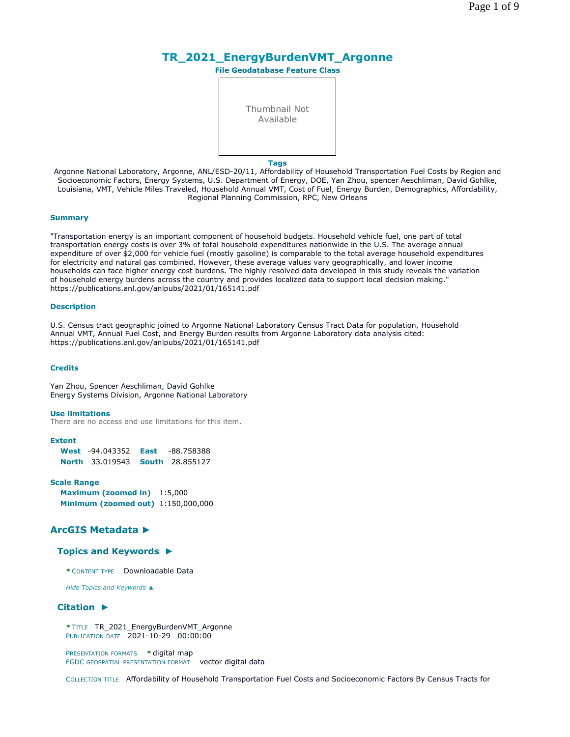# TR_2021_EnergyBurdenVMT_Argonne

**File Geodatabase Feature Class**

Thumbnail Not Available

**Tags**

Argonne National Laboratory, Argonne, ANL/ESD-20/11, Affordability of Household Transportation Fuel Costs by Region and Socioeconomic Factors, Energy Systems, U.S. Department of Energy, DOE, Yan Zhou, spencer Aeschliman, David Gohlke, Louisiana, VMT, Vehicle Miles Traveled, Household Annual VMT, Cost of Fuel, Energy Burden, Demographics, Affordability, Regional Planning Commission, RPC, New Orleans

### Summary

"Transportation energy is an important component of household budgets. Household vehicle fuel, one part of total transportation energy costs is over 3% of total household expenditures nationwide in the U.S. The average annual expenditure of over $2,000 for vehicle fuel (mostly gasoline) is comparable to the total average household expenditures for electricity and natural gas combined. However, these average values vary geographically, and lower income households can face higher energy cost burdens. The highly resolved data developed in this study reveals the variation of household energy burdens across the country and provides localized data to support local decision making." https://publications.anl.gov/anlpubs/2021/01/165141.pdf

### Description

U.S. Census tract geographic joined to Argonne National Laboratory Census Tract Data for population, Household Annual VMT, Annual Fuel Cost, and Energy Burden results from Argonne Laboratory data analysis cited: https://publications.anl.gov/anlpubs/2021/01/165141.pdf

### Credits

Yan Zhou, Spencer Aeschliman, David Gohlke
Energy Systems Division, Argonne National Laboratory

### Use limitations

There are no access and use limitations for this item.

### Extent

**West** -94.043352 **East** -88.758388
**North** 33.019543 **South** 28.855127

### Scale Range

**Maximum (zoomed in)** 1:5,000
**Minimum (zoomed out)** 1:150,000,000

## ArcGIS Metadata ►

### Topics and Keywords ►

\* CONTENT TYPE Downloadable Data

*Hide Topics and Keywords ▲*

### Citation ►

\* TITLE TR_2021_EnergyBurdenVMT_Argonne
PUBLICATION DATE 2021-10-29 00:00:00

PRESENTATION FORMATS \* digital map
FGDC GEOSPATIAL PRESENTATION FORMAT vector digital data

COLLECTION TITLE Affordability of Household Transportation Fuel Costs and Socioeconomic Factors By Census Tracts for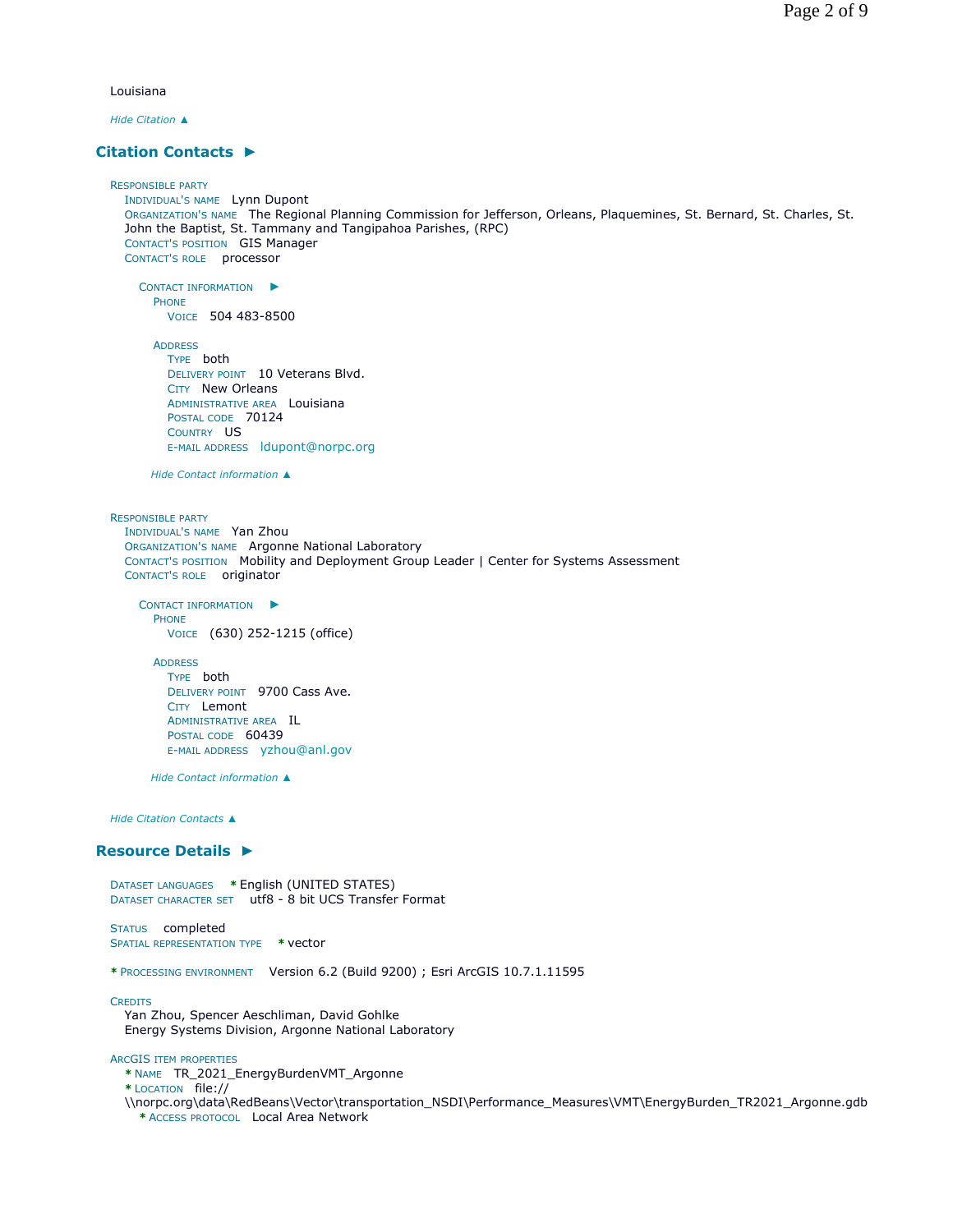Louisiana

*Hide Citation ▲*

## Citation Contacts ►

RESPONSIBLE PARTY
  INDIVIDUAL'S NAME  Lynn Dupont
  ORGANIZATION'S NAME  The Regional Planning Commission for Jefferson, Orleans, Plaquemines, St. Bernard, St. Charles, St. John the Baptist, St. Tammany and Tangipahoa Parishes, (RPC)
  CONTACT'S POSITION  GIS Manager
  CONTACT'S ROLE  processor

  CONTACT INFORMATION ►
    PHONE
      VOICE  504 483-8500

    ADDRESS
      TYPE  both
      DELIVERY POINT  10 Veterans Blvd.
      CITY  New Orleans
      ADMINISTRATIVE AREA  Louisiana
      POSTAL CODE  70124
      COUNTRY  US
      E-MAIL ADDRESS  ldupont@norpc.org

    *Hide Contact information ▲*

RESPONSIBLE PARTY
  INDIVIDUAL'S NAME  Yan Zhou
  ORGANIZATION'S NAME  Argonne National Laboratory
  CONTACT'S POSITION  Mobility and Deployment Group Leader | Center for Systems Assessment
  CONTACT'S ROLE  originator

  CONTACT INFORMATION ►
    PHONE
      VOICE  (630) 252-1215 (office)

    ADDRESS
      TYPE  both
      DELIVERY POINT  9700 Cass Ave.
      CITY  Lemont
      ADMINISTRATIVE AREA  IL
      POSTAL CODE  60439
      E-MAIL ADDRESS  yzhou@anl.gov

    *Hide Contact information ▲*

*Hide Citation Contacts ▲*

## Resource Details ►

DATASET LANGUAGES  * English (UNITED STATES)
DATASET CHARACTER SET  utf8 - 8 bit UCS Transfer Format

STATUS  completed
SPATIAL REPRESENTATION TYPE  * vector

* PROCESSING ENVIRONMENT  Version 6.2 (Build 9200) ; Esri ArcGIS 10.7.1.11595

CREDITS
  Yan Zhou, Spencer Aeschliman, David Gohlke
  Energy Systems Division, Argonne National Laboratory

ARCGIS ITEM PROPERTIES
  * NAME  TR_2021_EnergyBurdenVMT_Argonne
  * LOCATION  file://\\norpc.org\data\RedBeans\Vector\transportation_NSDI\Performance_Measures\VMT\EnergyBurden_TR2021_Argonne.gdb
    * ACCESS PROTOCOL  Local Area Network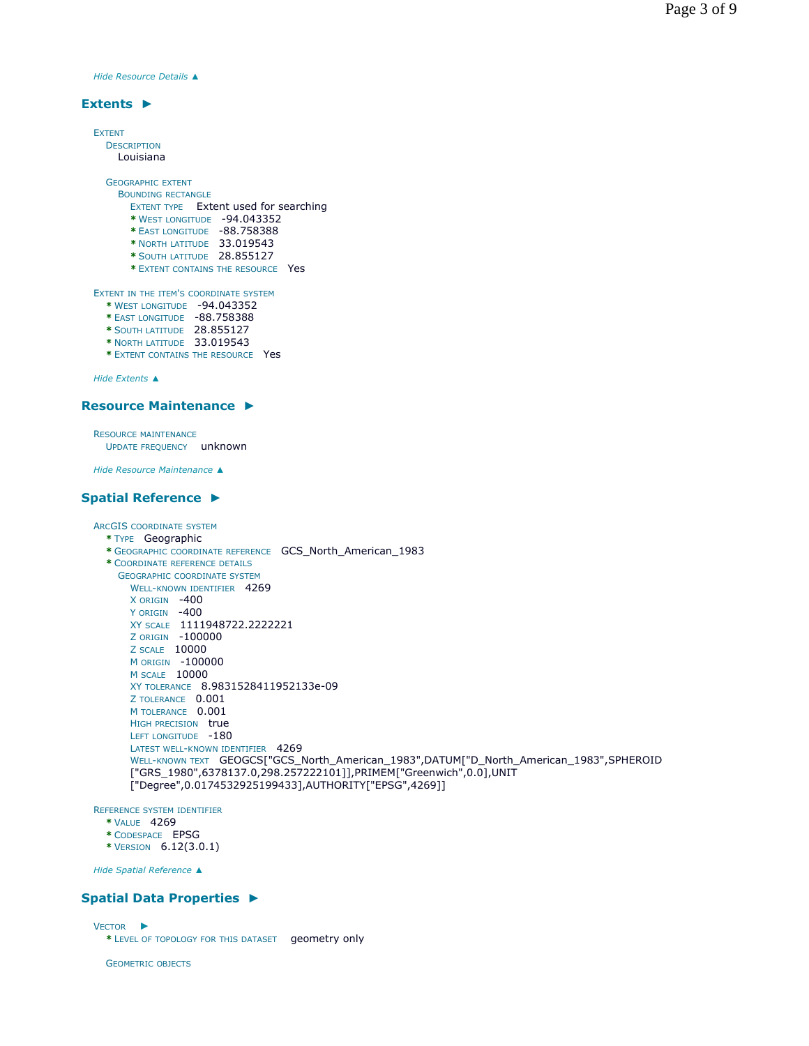*Hide Resource Details ▲*

## Extents ►

EXTENT
- DESCRIPTION
  - Louisiana

- GEOGRAPHIC EXTENT
  - BOUNDING RECTANGLE
    - EXTENT TYPE Extent used for searching
    - * WEST LONGITUDE -94.043352
    - * EAST LONGITUDE -88.758388
    - * NORTH LATITUDE 33.019543
    - * SOUTH LATITUDE 28.855127
    - * EXTENT CONTAINS THE RESOURCE Yes

EXTENT IN THE ITEM'S COORDINATE SYSTEM
- * WEST LONGITUDE -94.043352
- * EAST LONGITUDE -88.758388
- * SOUTH LATITUDE 28.855127
- * NORTH LATITUDE 33.019543
- * EXTENT CONTAINS THE RESOURCE Yes

*Hide Extents ▲*

## Resource Maintenance ►

RESOURCE MAINTENANCE
- UPDATE FREQUENCY unknown

*Hide Resource Maintenance ▲*

## Spatial Reference ►

ARCGIS COORDINATE SYSTEM
- * TYPE Geographic
- * GEOGRAPHIC COORDINATE REFERENCE GCS_North_American_1983
- * COORDINATE REFERENCE DETAILS
  - GEOGRAPHIC COORDINATE SYSTEM
    - WELL-KNOWN IDENTIFIER 4269
    - X ORIGIN -400
    - Y ORIGIN -400
    - XY SCALE 1111948722.2222221
    - Z ORIGIN -100000
    - Z SCALE 10000
    - M ORIGIN -100000
    - M SCALE 10000
    - XY TOLERANCE 8.9831528411952133e-09
    - Z TOLERANCE 0.001
    - M TOLERANCE 0.001
    - HIGH PRECISION true
    - LEFT LONGITUDE -180
    - LATEST WELL-KNOWN IDENTIFIER 4269
    - WELL-KNOWN TEXT GEOGCS["GCS_North_American_1983",DATUM["D_North_American_1983",SPHEROID["GRS_1980",6378137.0,298.257222101]],PRIMEM["Greenwich",0.0],UNIT["Degree",0.0174532925199433],AUTHORITY["EPSG",4269]]

REFERENCE SYSTEM IDENTIFIER
- * VALUE 4269
- * CODESPACE EPSG
- * VERSION 6.12(3.0.1)

*Hide Spatial Reference ▲*

## Spatial Data Properties ►

VECTOR ►
- * LEVEL OF TOPOLOGY FOR THIS DATASET geometry only

- GEOMETRIC OBJECTS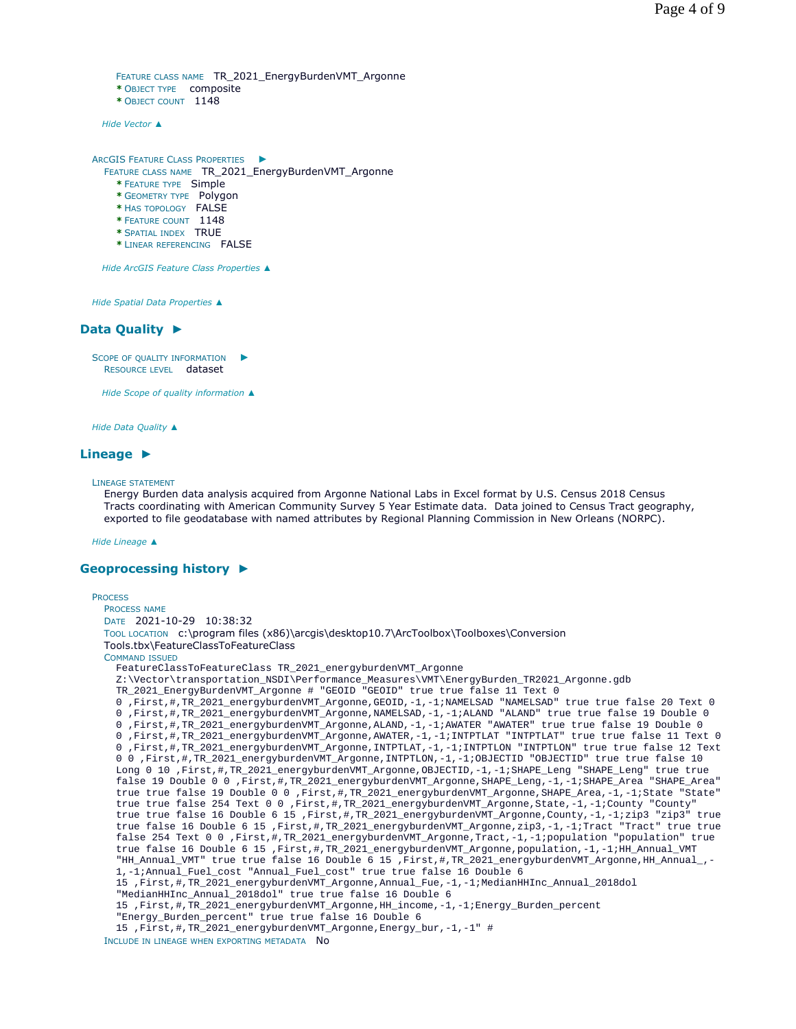FEATURE CLASS NAME TR_2021_EnergyBurdenVMT_Argonne
* OBJECT TYPE composite
* OBJECT COUNT 1148

*Hide Vector ▲*

ARCGIS FEATURE CLASS PROPERTIES ►
FEATURE CLASS NAME TR_2021_EnergyBurdenVMT_Argonne
* FEATURE TYPE Simple
* GEOMETRY TYPE Polygon
* HAS TOPOLOGY FALSE
* FEATURE COUNT 1148
* SPATIAL INDEX TRUE
* LINEAR REFERENCING FALSE

*Hide ArcGIS Feature Class Properties ▲*

*Hide Spatial Data Properties ▲*

## Data Quality ►

SCOPE OF QUALITY INFORMATION ►
RESOURCE LEVEL dataset

*Hide Scope of quality information ▲*

*Hide Data Quality ▲*

## Lineage ►

LINEAGE STATEMENT
Energy Burden data analysis acquired from Argonne National Labs in Excel format by U.S. Census 2018 Census Tracts coordinating with American Community Survey 5 Year Estimate data. Data joined to Census Tract geography, exported to file geodatabase with named attributes by Regional Planning Commission in New Orleans (NORPC).

*Hide Lineage ▲*

## Geoprocessing history ►

PROCESS
PROCESS NAME
DATE 2021-10-29 10:38:32
TOOL LOCATION c:\program files (x86)\arcgis\desktop10.7\ArcToolbox\Toolboxes\Conversion Tools.tbx\FeatureClassToFeatureClass
COMMAND ISSUED

```
FeatureClassToFeatureClass TR_2021_energyburdenVMT_Argonne
Z:\Vector\transportation_NSDI\Performance_Measures\VMT\EnergyBurden_TR2021_Argonne.gdb
TR_2021_EnergyBurdenVMT_Argonne # "GEOID "GEOID" true true false 11 Text 0
0 ,First,#,TR_2021_energyburdenVMT_Argonne,GEOID,-1,-1;NAMELSAD "NAMELSAD" true true false 20 Text 0
0 ,First,#,TR_2021_energyburdenVMT_Argonne,NAMELSAD,-1,-1;ALAND "ALAND" true true false 19 Double 0
0 ,First,#,TR_2021_energyburdenVMT_Argonne,ALAND,-1,-1;AWATER "AWATER" true true false 19 Double 0
0 ,First,#,TR_2021_energyburdenVMT_Argonne,AWATER,-1,-1;INTPTLAT "INTPTLAT" true true false 11 Text 0
0 ,First,#,TR_2021_energyburdenVMT_Argonne,INTPTLAT,-1,-1;INTPTLON "INTPTLON" true true false 12 Text
0 0 ,First,#,TR_2021_energyburdenVMT_Argonne,INTPTLON,-1,-1;OBJECTID "OBJECTID" true true false 10
Long 0 10 ,First,#,TR_2021_energyburdenVMT_Argonne,OBJECTID,-1,-1;SHAPE_Leng "SHAPE_Leng" true true
false 19 Double 0 0 ,First,#,TR_2021_energyburdenVMT_Argonne,SHAPE_Leng,-1,-1;SHAPE_Area "SHAPE_Area"
true true false 19 Double 0 0 ,First,#,TR_2021_energyburdenVMT_Argonne,SHAPE_Area,-1,-1;State "State"
true true false 254 Text 0 0 ,First,#,TR_2021_energyburdenVMT_Argonne,State,-1,-1;County "County"
true true false 16 Double 6 15 ,First,#,TR_2021_energyburdenVMT_Argonne,County,-1,-1;zip3 "zip3" true
true false 16 Double 6 15 ,First,#,TR_2021_energyburdenVMT_Argonne,zip3,-1,-1;Tract "Tract" true true
false 254 Text 0 0 ,First,#,TR_2021_energyburdenVMT_Argonne,Tract,-1,-1;population "population" true
true false 16 Double 6 15 ,First,#,TR_2021_energyburdenVMT_Argonne,population,-1,-1;HH_Annual_VMT
"HH_Annual_VMT" true true false 16 Double 6 15 ,First,#,TR_2021_energyburdenVMT_Argonne,HH_Annual_,-
1,-1;Annual_Fuel_cost "Annual_Fuel_cost" true true false 16 Double 6
15 ,First,#,TR_2021_energyburdenVMT_Argonne,Annual_Fue,-1,-1;MedianHHInc_Annual_2018dol
"MedianHHInc_Annual_2018dol" true true false 16 Double 6
15 ,First,#,TR_2021_energyburdenVMT_Argonne,HH_income,-1,-1;Energy_Burden_percent
"Energy_Burden_percent" true true false 16 Double 6
15 ,First,#,TR_2021_energyburdenVMT_Argonne,Energy_bur,-1,-1" #
```

INCLUDE IN LINEAGE WHEN EXPORTING METADATA No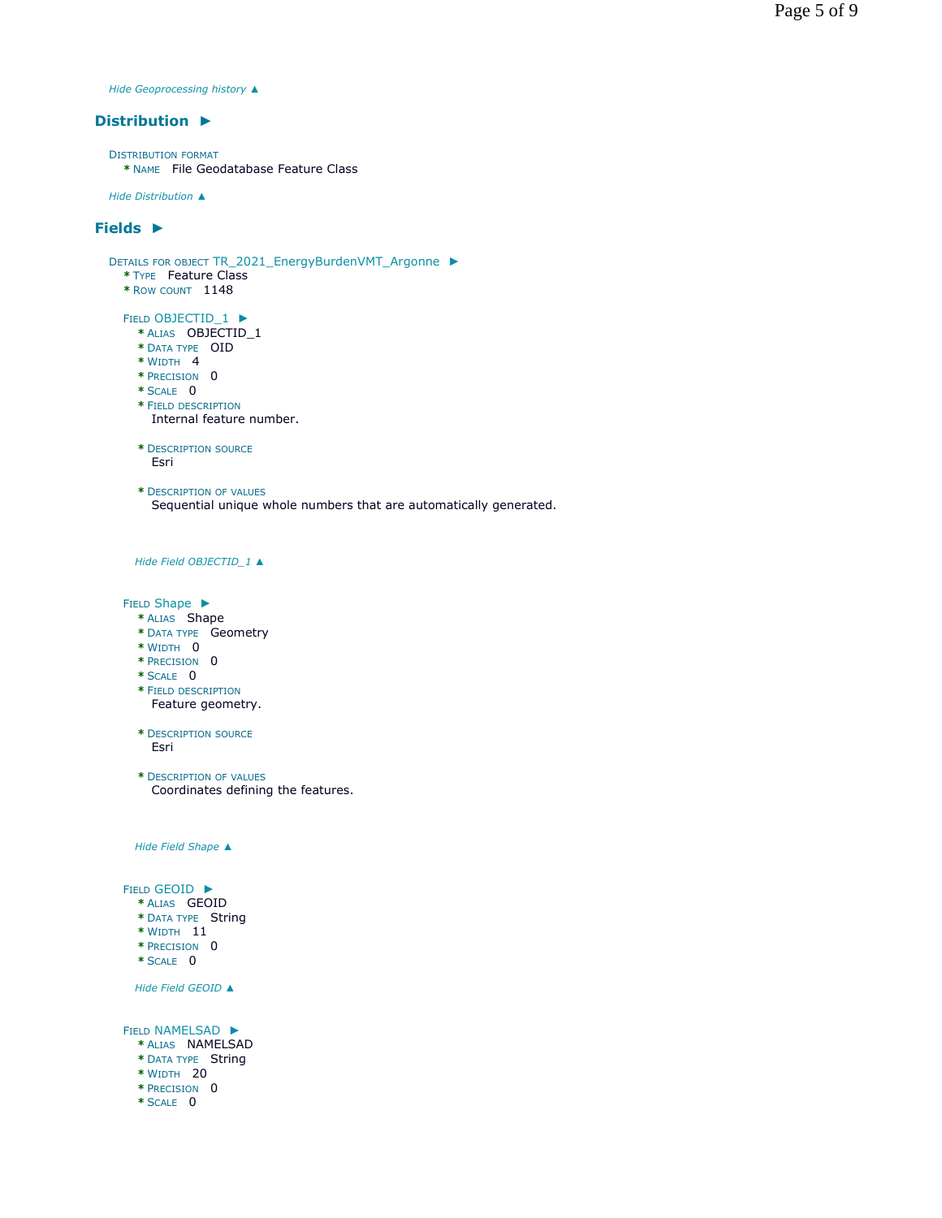*Hide Geoprocessing history ▲*

## Distribution ►

DISTRIBUTION FORMAT
- * NAME File Geodatabase Feature Class

*Hide Distribution ▲*

## Fields ►

DETAILS FOR OBJECT TR_2021_EnergyBurdenVMT_Argonne ►
- * TYPE Feature Class
- * ROW COUNT 1148

FIELD OBJECTID_1 ►
- * ALIAS OBJECTID_1
- * DATA TYPE OID
- * WIDTH 4
- * PRECISION 0
- * SCALE 0
- * FIELD DESCRIPTION
  Internal feature number.
- * DESCRIPTION SOURCE
  Esri
- * DESCRIPTION OF VALUES
  Sequential unique whole numbers that are automatically generated.

*Hide Field OBJECTID_1 ▲*

FIELD Shape ►
- * ALIAS Shape
- * DATA TYPE Geometry
- * WIDTH 0
- * PRECISION 0
- * SCALE 0
- * FIELD DESCRIPTION
  Feature geometry.
- * DESCRIPTION SOURCE
  Esri
- * DESCRIPTION OF VALUES
  Coordinates defining the features.

*Hide Field Shape ▲*

FIELD GEOID ►
- * ALIAS GEOID
- * DATA TYPE String
- * WIDTH 11
- * PRECISION 0
- * SCALE 0

*Hide Field GEOID ▲*

FIELD NAMELSAD ►
- * ALIAS NAMELSAD
- * DATA TYPE String
- * WIDTH 20
- * PRECISION 0
- * SCALE 0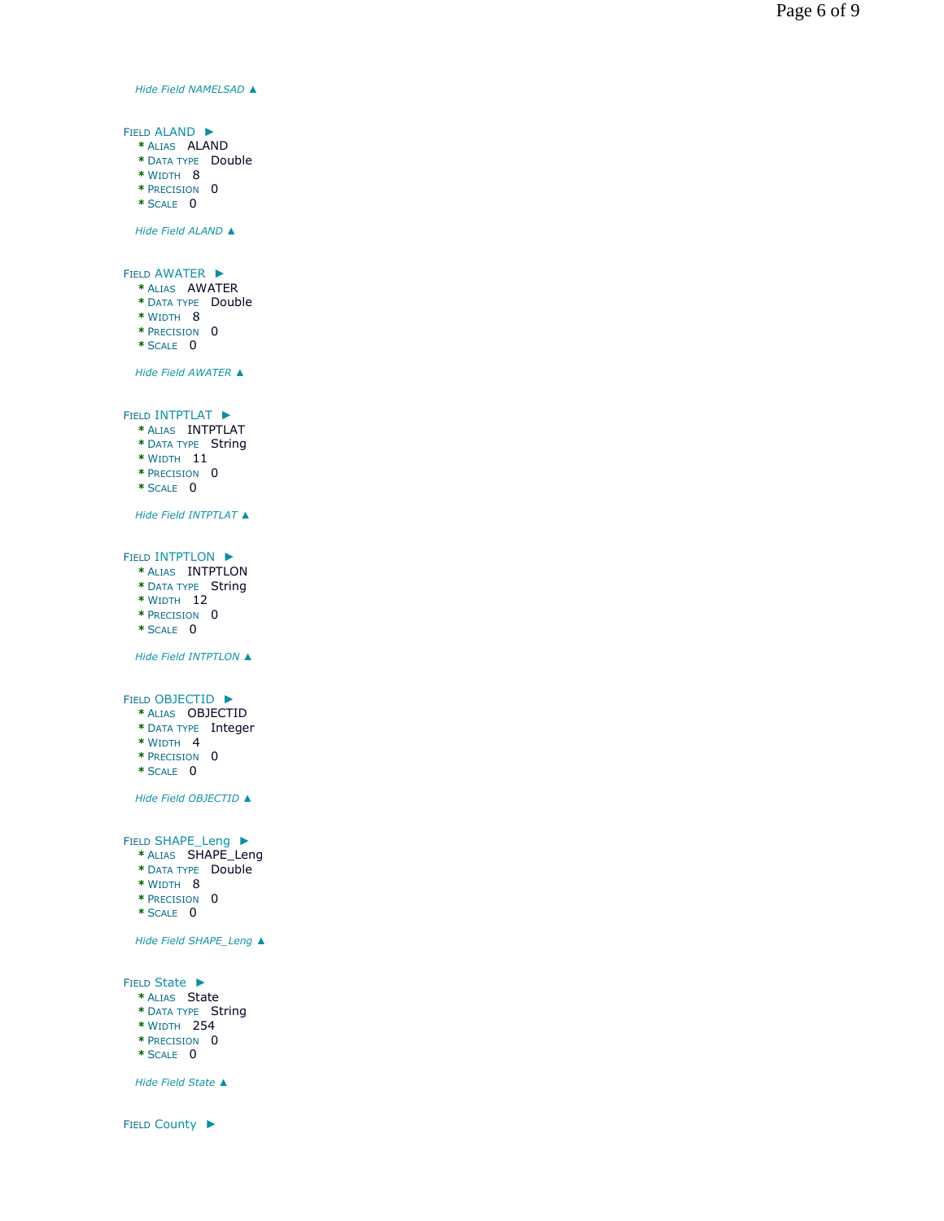*Hide Field NAMELSAD ▲*

Field ALAND ►

* Alias ALAND
* Data type Double
* Width 8
* Precision 0
* Scale 0

*Hide Field ALAND ▲*

Field AWATER ►

* Alias AWATER
* Data type Double
* Width 8
* Precision 0
* Scale 0

*Hide Field AWATER ▲*

Field INTPTLAT ►

* Alias INTPTLAT
* Data type String
* Width 11
* Precision 0
* Scale 0

*Hide Field INTPTLAT ▲*

Field INTPTLON ►

* Alias INTPTLON
* Data type String
* Width 12
* Precision 0
* Scale 0

*Hide Field INTPTLON ▲*

Field OBJECTID ►

* Alias OBJECTID
* Data type Integer
* Width 4
* Precision 0
* Scale 0

*Hide Field OBJECTID ▲*

Field SHAPE_Leng ►

* Alias SHAPE_Leng
* Data type Double
* Width 8
* Precision 0
* Scale 0

*Hide Field SHAPE_Leng ▲*

Field State ►

* Alias State
* Data type String
* Width 254
* Precision 0
* Scale 0

*Hide Field State ▲*

Field County ►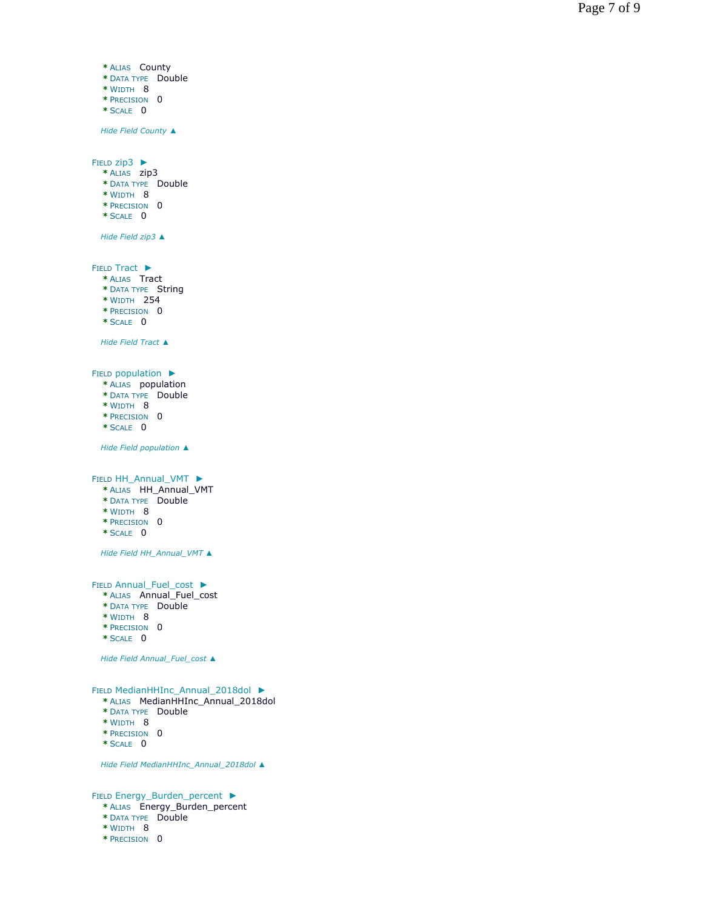* ALIAS County
* DATA TYPE Double
* WIDTH 8
* PRECISION 0
* SCALE 0

*Hide Field County ▲*

FIELD zip3 ►

* ALIAS zip3
* DATA TYPE Double
* WIDTH 8
* PRECISION 0
* SCALE 0

*Hide Field zip3 ▲*

FIELD Tract ►

* ALIAS Tract
* DATA TYPE String
* WIDTH 254
* PRECISION 0
* SCALE 0

*Hide Field Tract ▲*

FIELD population ►

* ALIAS population
* DATA TYPE Double
* WIDTH 8
* PRECISION 0
* SCALE 0

*Hide Field population ▲*

FIELD HH_Annual_VMT ►

* ALIAS HH_Annual_VMT
* DATA TYPE Double
* WIDTH 8
* PRECISION 0
* SCALE 0

*Hide Field HH_Annual_VMT ▲*

FIELD Annual_Fuel_cost ►

* ALIAS Annual_Fuel_cost
* DATA TYPE Double
* WIDTH 8
* PRECISION 0
* SCALE 0

*Hide Field Annual_Fuel_cost ▲*

FIELD MedianHHInc_Annual_2018dol ►

* ALIAS MedianHHInc_Annual_2018dol
* DATA TYPE Double
* WIDTH 8
* PRECISION 0
* SCALE 0

*Hide Field MedianHHInc_Annual_2018dol ▲*

FIELD Energy_Burden_percent ►

* ALIAS Energy_Burden_percent
* DATA TYPE Double
* WIDTH 8
* PRECISION 0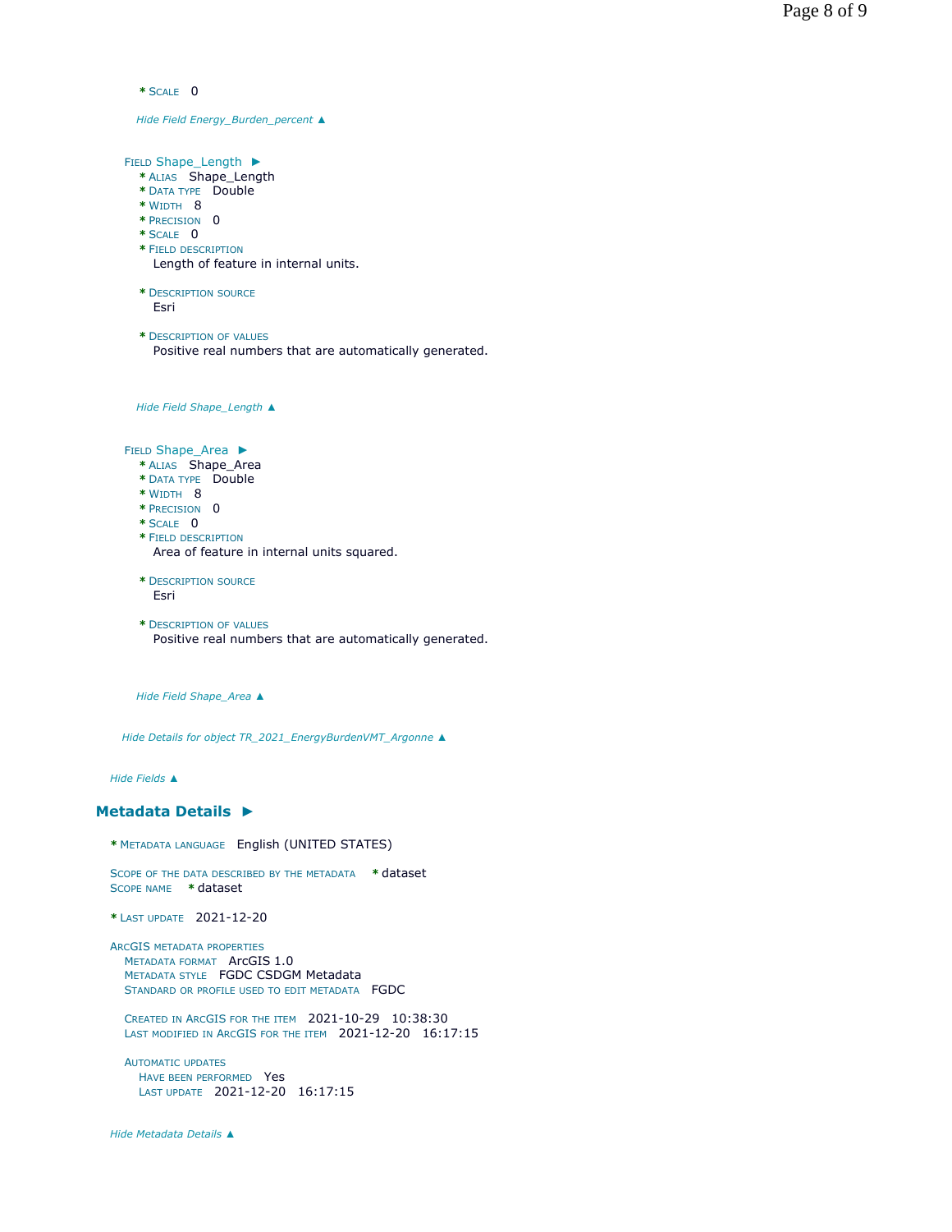* SCALE 0

*Hide Field Energy_Burden_percent ▲*

FIELD Shape_Length ►
* ALIAS Shape_Length
* DATA TYPE Double
* WIDTH 8
* PRECISION 0
* SCALE 0
* FIELD DESCRIPTION
  Length of feature in internal units.

* DESCRIPTION SOURCE
  Esri

* DESCRIPTION OF VALUES
  Positive real numbers that are automatically generated.

*Hide Field Shape_Length ▲*

FIELD Shape_Area ►
* ALIAS Shape_Area
* DATA TYPE Double
* WIDTH 8
* PRECISION 0
* SCALE 0
* FIELD DESCRIPTION
  Area of feature in internal units squared.

* DESCRIPTION SOURCE
  Esri

* DESCRIPTION OF VALUES
  Positive real numbers that are automatically generated.

*Hide Field Shape_Area ▲*

*Hide Details for object TR_2021_EnergyBurdenVMT_Argonne ▲*

*Hide Fields ▲*

## Metadata Details ►

* METADATA LANGUAGE English (UNITED STATES)

SCOPE OF THE DATA DESCRIBED BY THE METADATA * dataset
SCOPE NAME * dataset

* LAST UPDATE 2021-12-20

ARCGIS METADATA PROPERTIES
METADATA FORMAT ArcGIS 1.0
METADATA STYLE FGDC CSDGM Metadata
STANDARD OR PROFILE USED TO EDIT METADATA FGDC

CREATED IN ARCGIS FOR THE ITEM 2021-10-29 10:38:30
LAST MODIFIED IN ARCGIS FOR THE ITEM 2021-12-20 16:17:15

AUTOMATIC UPDATES
HAVE BEEN PERFORMED Yes
LAST UPDATE 2021-12-20 16:17:15

*Hide Metadata Details ▲*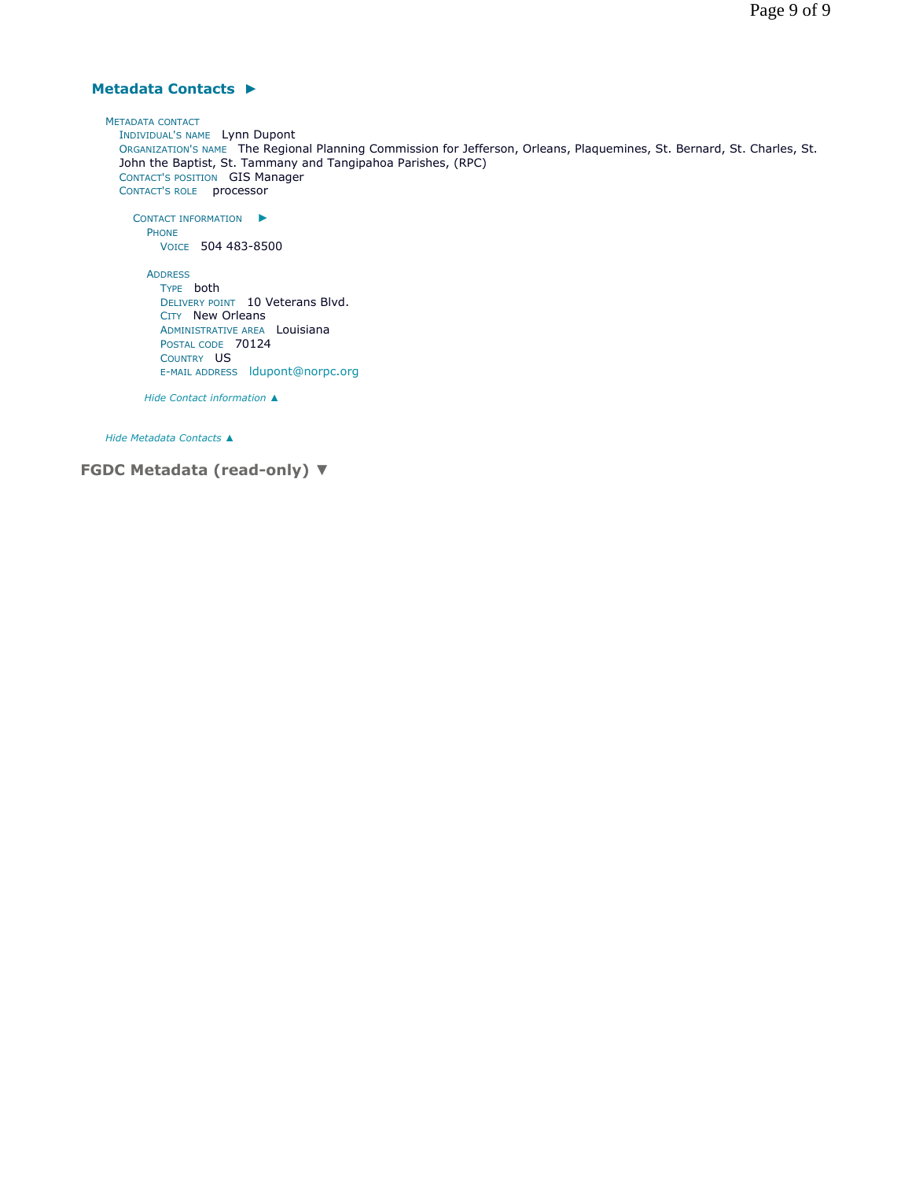## Metadata Contacts ►

METADATA CONTACT
- INDIVIDUAL'S NAME Lynn Dupont
- ORGANIZATION'S NAME The Regional Planning Commission for Jefferson, Orleans, Plaquemines, St. Bernard, St. Charles, St. John the Baptist, St. Tammany and Tangipahoa Parishes, (RPC)
- CONTACT'S POSITION GIS Manager
- CONTACT'S ROLE processor

  CONTACT INFORMATION ►
  - PHONE
    - VOICE 504 483-8500
  - ADDRESS
    - TYPE both
    - DELIVERY POINT 10 Veterans Blvd.
    - CITY New Orleans
    - ADMINISTRATIVE AREA Louisiana
    - POSTAL CODE 70124
    - COUNTRY US
    - E-MAIL ADDRESS ldupont@norpc.org

  *Hide Contact information ▲*

*Hide Metadata Contacts ▲*

## FGDC Metadata (read-only) ▼